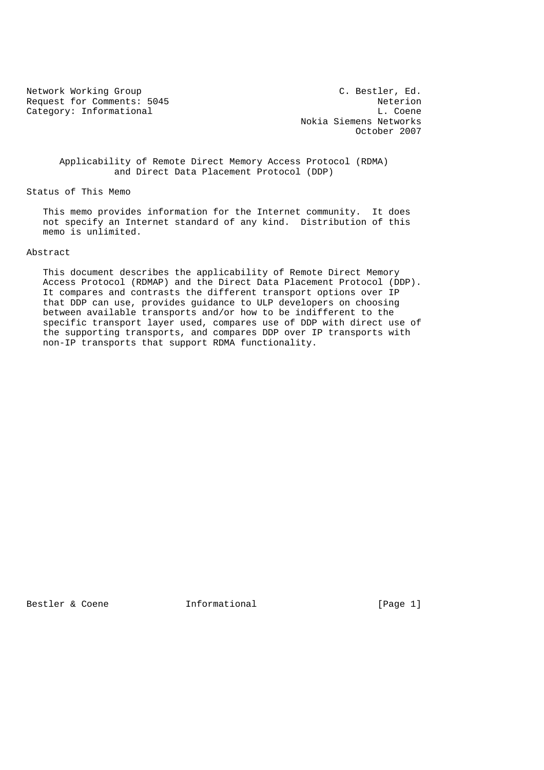Network Working Group                                    C. Bestler, Ed.
Request for Comments: 5045                                      Neterion
Category: Informational                                         L. Coene
                                                  Nokia Siemens Networks
                                                            October 2007

# Applicability of Remote Direct Memory Access Protocol (RDMA) and Direct Data Placement Protocol (DDP)

## Status of This Memo

This memo provides information for the Internet community. It does not specify an Internet standard of any kind. Distribution of this memo is unlimited.

## Abstract

This document describes the applicability of Remote Direct Memory Access Protocol (RDMAP) and the Direct Data Placement Protocol (DDP). It compares and contrasts the different transport options over IP that DDP can use, provides guidance to ULP developers on choosing between available transports and/or how to be indifferent to the specific transport layer used, compares use of DDP with direct use of the supporting transports, and compares DDP over IP transports with non-IP transports that support RDMA functionality.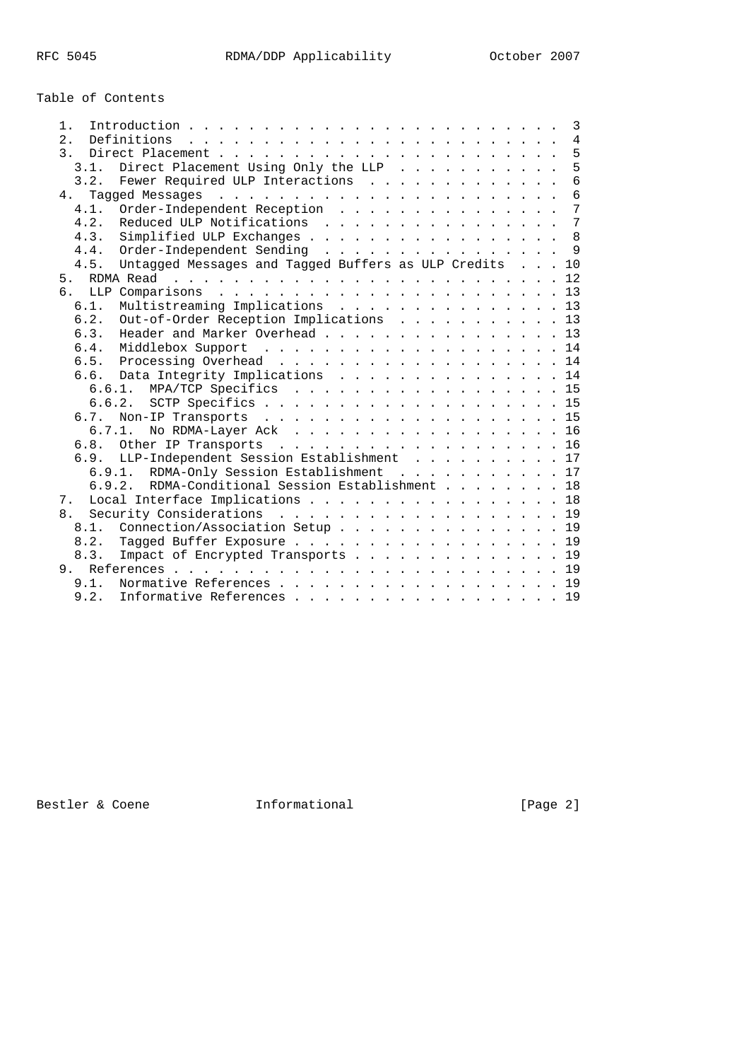Table of Contents

```
   1.  Introduction . . . . . . . . . . . . . . . . . . . . . . . . .  3
   2.  Definitions  . . . . . . . . . . . . . . . . . . . . . . . . .  4
   3.  Direct Placement . . . . . . . . . . . . . . . . . . . . . . .  5
     3.1.  Direct Placement Using Only the LLP  . . . . . . . . . . .  5
     3.2.  Fewer Required ULP Interactions  . . . . . . . . . . . . .  6
   4.  Tagged Messages  . . . . . . . . . . . . . . . . . . . . . . .  6
     4.1.  Order-Independent Reception  . . . . . . . . . . . . . . .  7
     4.2.  Reduced ULP Notifications  . . . . . . . . . . . . . . . .  7
     4.3.  Simplified ULP Exchanges . . . . . . . . . . . . . . . . .  8
     4.4.  Order-Independent Sending  . . . . . . . . . . . . . . . .  9
     4.5.  Untagged Messages and Tagged Buffers as ULP Credits  . . . 10
   5.  RDMA Read  . . . . . . . . . . . . . . . . . . . . . . . . . . 12
   6.  LLP Comparisons  . . . . . . . . . . . . . . . . . . . . . . . 13
     6.1.  Multistreaming Implications  . . . . . . . . . . . . . . . 13
     6.2.  Out-of-Order Reception Implications  . . . . . . . . . . . 13
     6.3.  Header and Marker Overhead . . . . . . . . . . . . . . . . 13
     6.4.  Middlebox Support  . . . . . . . . . . . . . . . . . . . . 14
     6.5.  Processing Overhead  . . . . . . . . . . . . . . . . . . . 14
     6.6.  Data Integrity Implications  . . . . . . . . . . . . . . . 14
       6.6.1.  MPA/TCP Specifics  . . . . . . . . . . . . . . . . . . 15
       6.6.2.  SCTP Specifics . . . . . . . . . . . . . . . . . . . . 15
     6.7.  Non-IP Transports  . . . . . . . . . . . . . . . . . . . . 15
       6.7.1.  No RDMA-Layer Ack  . . . . . . . . . . . . . . . . . . 16
     6.8.  Other IP Transports  . . . . . . . . . . . . . . . . . . . 16
     6.9.  LLP-Independent Session Establishment  . . . . . . . . . . 17
       6.9.1.  RDMA-Only Session Establishment  . . . . . . . . . . . 17
       6.9.2.  RDMA-Conditional Session Establishment . . . . . . . . 18
   7.  Local Interface Implications . . . . . . . . . . . . . . . . . 18
   8.  Security Considerations  . . . . . . . . . . . . . . . . . . . 19
     8.1.  Connection/Association Setup . . . . . . . . . . . . . . . 19
     8.2.  Tagged Buffer Exposure . . . . . . . . . . . . . . . . . . 19
     8.3.  Impact of Encrypted Transports . . . . . . . . . . . . . . 19
   9.  References . . . . . . . . . . . . . . . . . . . . . . . . . . 19
     9.1.  Normative References . . . . . . . . . . . . . . . . . . . 19
     9.2.  Informative References . . . . . . . . . . . . . . . . . . 19
```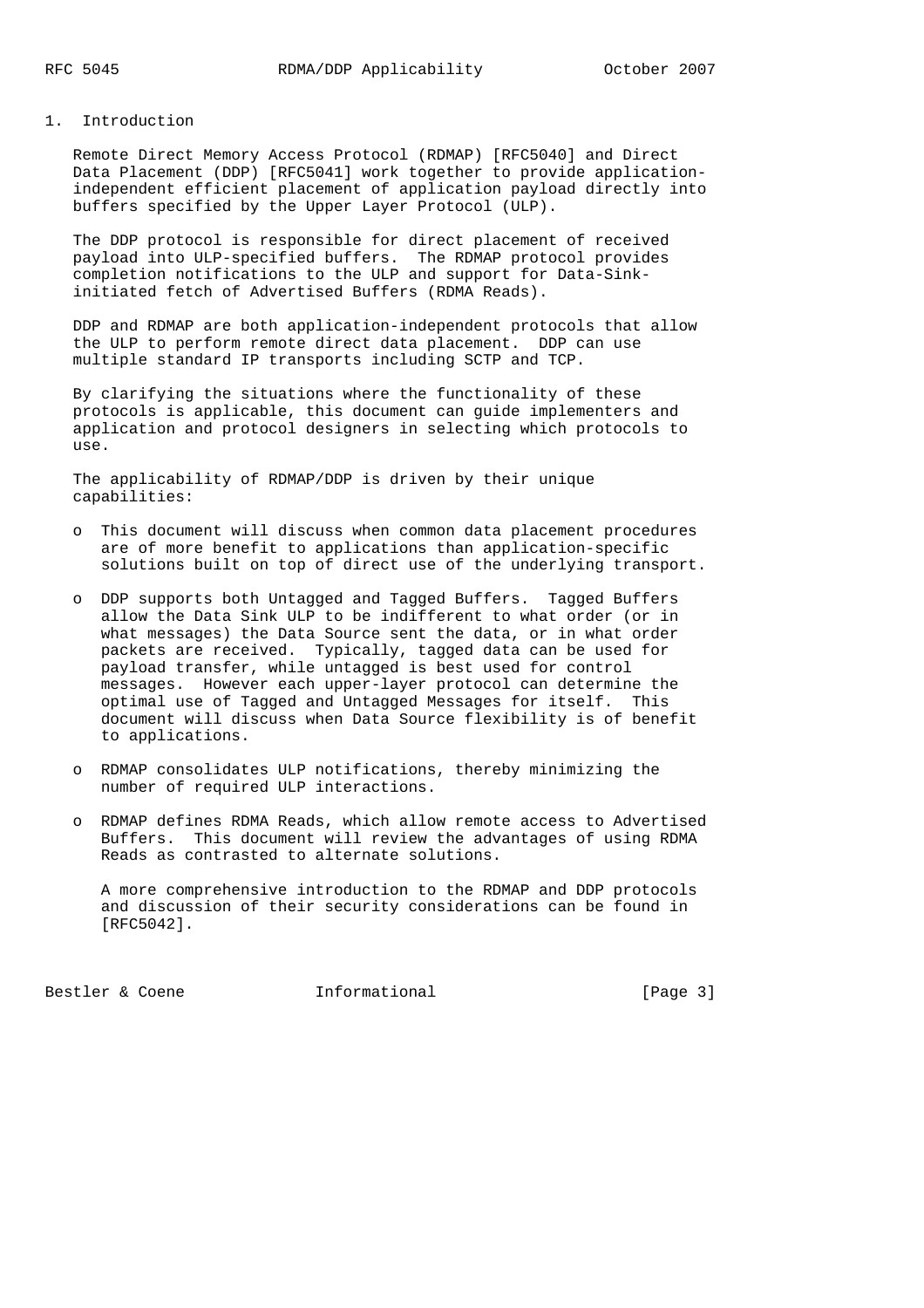# 1. Introduction

Remote Direct Memory Access Protocol (RDMAP) [RFC5040] and Direct Data Placement (DDP) [RFC5041] work together to provide application-independent efficient placement of application payload directly into buffers specified by the Upper Layer Protocol (ULP).

The DDP protocol is responsible for direct placement of received payload into ULP-specified buffers. The RDMAP protocol provides completion notifications to the ULP and support for Data-Sink-initiated fetch of Advertised Buffers (RDMA Reads).

DDP and RDMAP are both application-independent protocols that allow the ULP to perform remote direct data placement. DDP can use multiple standard IP transports including SCTP and TCP.

By clarifying the situations where the functionality of these protocols is applicable, this document can guide implementers and application and protocol designers in selecting which protocols to use.

The applicability of RDMAP/DDP is driven by their unique capabilities:

- This document will discuss when common data placement procedures are of more benefit to applications than application-specific solutions built on top of direct use of the underlying transport.

- DDP supports both Untagged and Tagged Buffers. Tagged Buffers allow the Data Sink ULP to be indifferent to what order (or in what messages) the Data Source sent the data, or in what order packets are received. Typically, tagged data can be used for payload transfer, while untagged is best used for control messages. However each upper-layer protocol can determine the optimal use of Tagged and Untagged Messages for itself. This document will discuss when Data Source flexibility is of benefit to applications.

- RDMAP consolidates ULP notifications, thereby minimizing the number of required ULP interactions.

- RDMAP defines RDMA Reads, which allow remote access to Advertised Buffers. This document will review the advantages of using RDMA Reads as contrasted to alternate solutions.

  A more comprehensive introduction to the RDMAP and DDP protocols and discussion of their security considerations can be found in [RFC5042].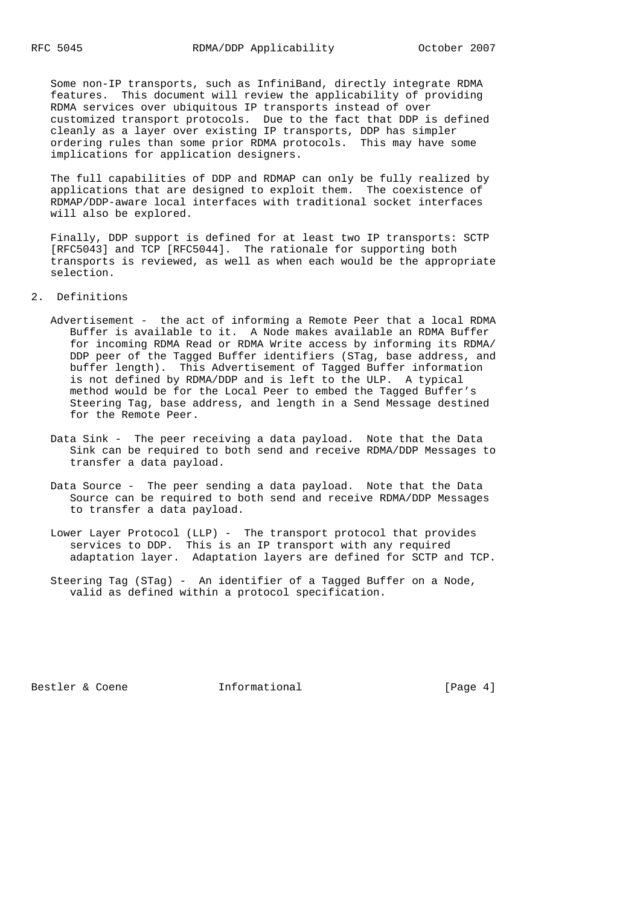Some non-IP transports, such as InfiniBand, directly integrate RDMA features. This document will review the applicability of providing RDMA services over ubiquitous IP transports instead of over customized transport protocols. Due to the fact that DDP is defined cleanly as a layer over existing IP transports, DDP has simpler ordering rules than some prior RDMA protocols. This may have some implications for application designers.

The full capabilities of DDP and RDMAP can only be fully realized by applications that are designed to exploit them. The coexistence of RDMAP/DDP-aware local interfaces with traditional socket interfaces will also be explored.

Finally, DDP support is defined for at least two IP transports: SCTP [RFC5043] and TCP [RFC5044]. The rationale for supporting both transports is reviewed, as well as when each would be the appropriate selection.

## 2. Definitions

Advertisement - the act of informing a Remote Peer that a local RDMA Buffer is available to it. A Node makes available an RDMA Buffer for incoming RDMA Read or RDMA Write access by informing its RDMA/DDP peer of the Tagged Buffer identifiers (STag, base address, and buffer length). This Advertisement of Tagged Buffer information is not defined by RDMA/DDP and is left to the ULP. A typical method would be for the Local Peer to embed the Tagged Buffer's Steering Tag, base address, and length in a Send Message destined for the Remote Peer.

Data Sink - The peer receiving a data payload. Note that the Data Sink can be required to both send and receive RDMA/DDP Messages to transfer a data payload.

Data Source - The peer sending a data payload. Note that the Data Source can be required to both send and receive RDMA/DDP Messages to transfer a data payload.

Lower Layer Protocol (LLP) - The transport protocol that provides services to DDP. This is an IP transport with any required adaptation layer. Adaptation layers are defined for SCTP and TCP.

Steering Tag (STag) - An identifier of a Tagged Buffer on a Node, valid as defined within a protocol specification.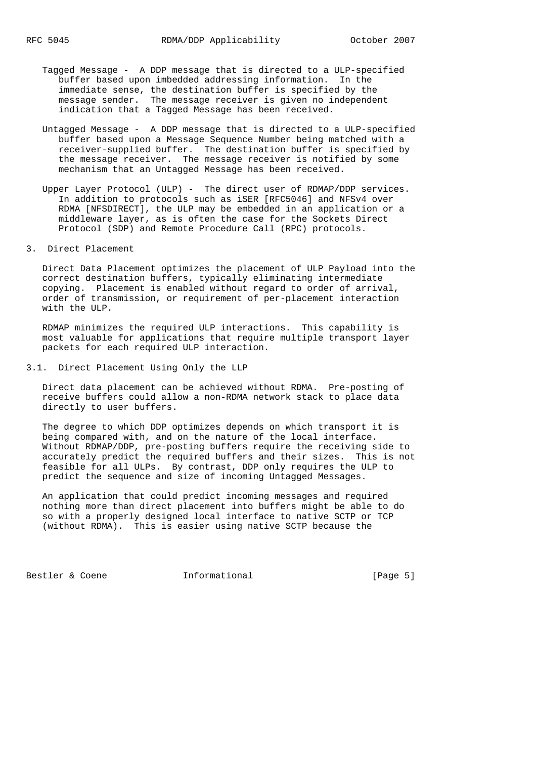Tagged Message - A DDP message that is directed to a ULP-specified buffer based upon imbedded addressing information. In the immediate sense, the destination buffer is specified by the message sender. The message receiver is given no independent indication that a Tagged Message has been received.

Untagged Message - A DDP message that is directed to a ULP-specified buffer based upon a Message Sequence Number being matched with a receiver-supplied buffer. The destination buffer is specified by the message receiver. The message receiver is notified by some mechanism that an Untagged Message has been received.

Upper Layer Protocol (ULP) - The direct user of RDMAP/DDP services. In addition to protocols such as iSER [RFC5046] and NFSv4 over RDMA [NFSDIRECT], the ULP may be embedded in an application or a middleware layer, as is often the case for the Sockets Direct Protocol (SDP) and Remote Procedure Call (RPC) protocols.

## 3. Direct Placement

Direct Data Placement optimizes the placement of ULP Payload into the correct destination buffers, typically eliminating intermediate copying. Placement is enabled without regard to order of arrival, order of transmission, or requirement of per-placement interaction with the ULP.

RDMAP minimizes the required ULP interactions. This capability is most valuable for applications that require multiple transport layer packets for each required ULP interaction.

### 3.1. Direct Placement Using Only the LLP

Direct data placement can be achieved without RDMA. Pre-posting of receive buffers could allow a non-RDMA network stack to place data directly to user buffers.

The degree to which DDP optimizes depends on which transport it is being compared with, and on the nature of the local interface. Without RDMAP/DDP, pre-posting buffers require the receiving side to accurately predict the required buffers and their sizes. This is not feasible for all ULPs. By contrast, DDP only requires the ULP to predict the sequence and size of incoming Untagged Messages.

An application that could predict incoming messages and required nothing more than direct placement into buffers might be able to do so with a properly designed local interface to native SCTP or TCP (without RDMA). This is easier using native SCTP because the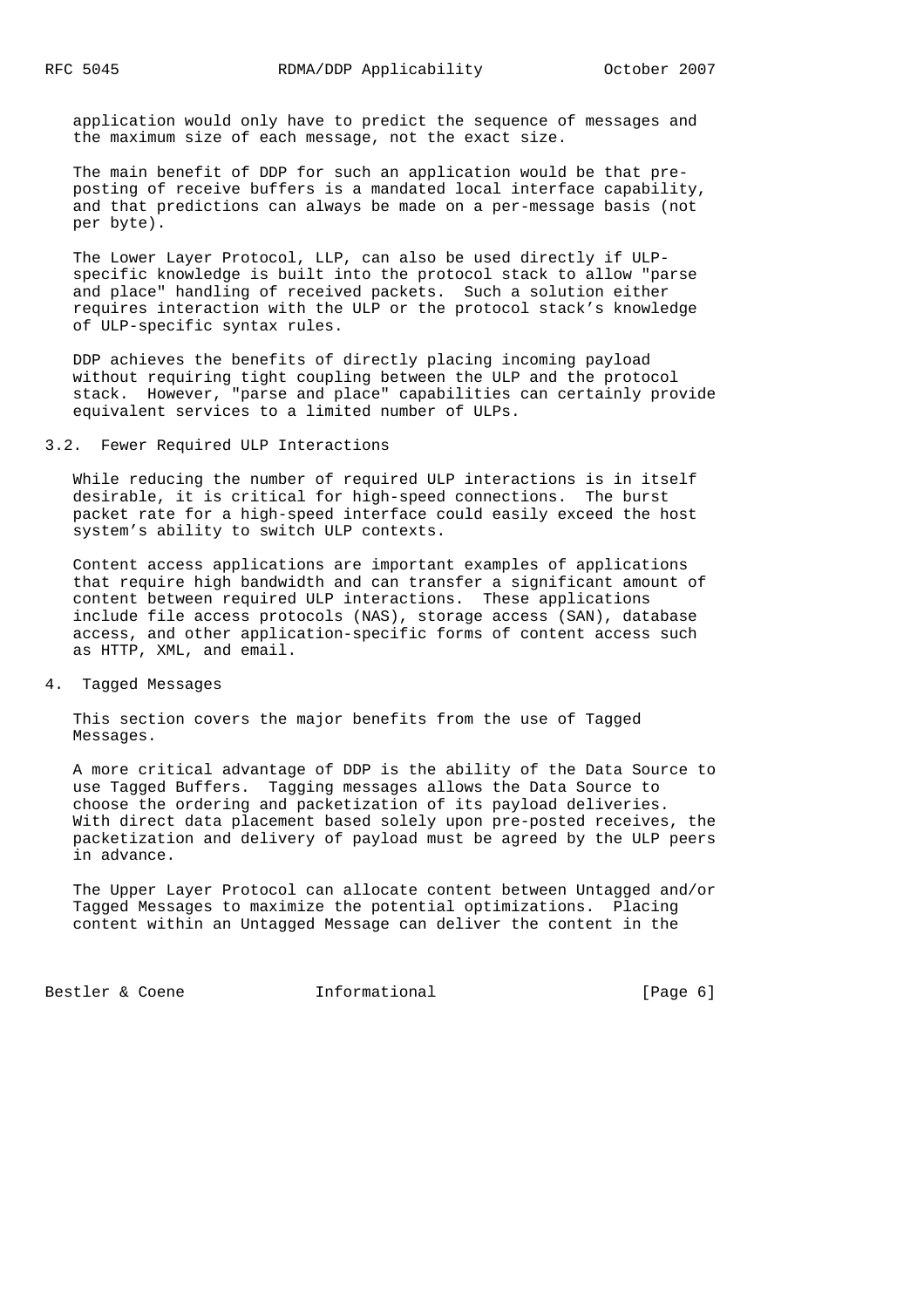application would only have to predict the sequence of messages and the maximum size of each message, not the exact size.

The main benefit of DDP for such an application would be that pre-posting of receive buffers is a mandated local interface capability, and that predictions can always be made on a per-message basis (not per byte).

The Lower Layer Protocol, LLP, can also be used directly if ULP-specific knowledge is built into the protocol stack to allow "parse and place" handling of received packets. Such a solution either requires interaction with the ULP or the protocol stack's knowledge of ULP-specific syntax rules.

DDP achieves the benefits of directly placing incoming payload without requiring tight coupling between the ULP and the protocol stack. However, "parse and place" capabilities can certainly provide equivalent services to a limited number of ULPs.

### 3.2. Fewer Required ULP Interactions

While reducing the number of required ULP interactions is in itself desirable, it is critical for high-speed connections. The burst packet rate for a high-speed interface could easily exceed the host system's ability to switch ULP contexts.

Content access applications are important examples of applications that require high bandwidth and can transfer a significant amount of content between required ULP interactions. These applications include file access protocols (NAS), storage access (SAN), database access, and other application-specific forms of content access such as HTTP, XML, and email.

## 4. Tagged Messages

This section covers the major benefits from the use of Tagged Messages.

A more critical advantage of DDP is the ability of the Data Source to use Tagged Buffers. Tagging messages allows the Data Source to choose the ordering and packetization of its payload deliveries. With direct data placement based solely upon pre-posted receives, the packetization and delivery of payload must be agreed by the ULP peers in advance.

The Upper Layer Protocol can allocate content between Untagged and/or Tagged Messages to maximize the potential optimizations. Placing content within an Untagged Message can deliver the content in the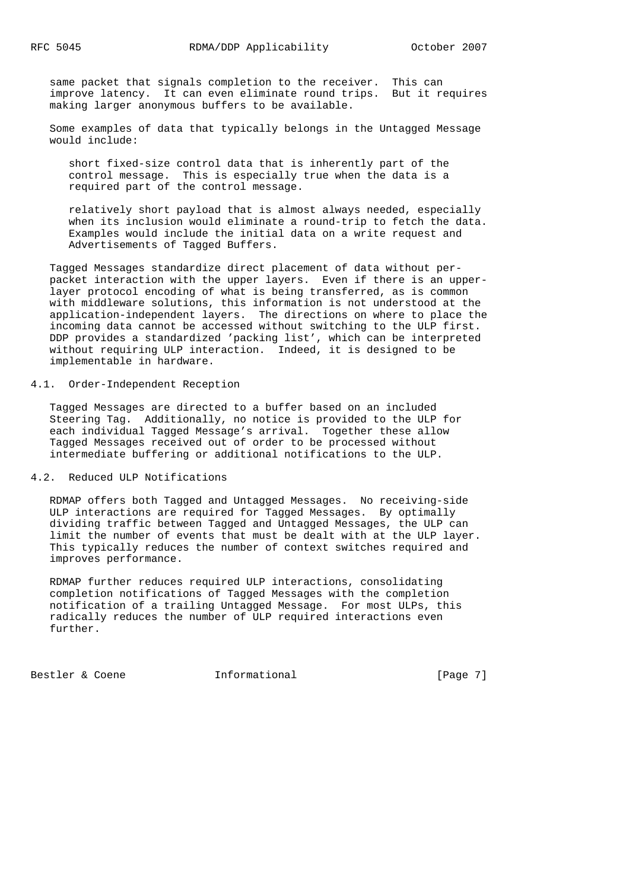same packet that signals completion to the receiver. This can improve latency. It can even eliminate round trips. But it requires making larger anonymous buffers to be available.

Some examples of data that typically belongs in the Untagged Message would include:

> short fixed-size control data that is inherently part of the control message. This is especially true when the data is a required part of the control message.
>
> relatively short payload that is almost always needed, especially when its inclusion would eliminate a round-trip to fetch the data. Examples would include the initial data on a write request and Advertisements of Tagged Buffers.

Tagged Messages standardize direct placement of data without per-packet interaction with the upper layers. Even if there is an upper-layer protocol encoding of what is being transferred, as is common with middleware solutions, this information is not understood at the application-independent layers. The directions on where to place the incoming data cannot be accessed without switching to the ULP first. DDP provides a standardized 'packing list', which can be interpreted without requiring ULP interaction. Indeed, it is designed to be implementable in hardware.

### 4.1. Order-Independent Reception

Tagged Messages are directed to a buffer based on an included Steering Tag. Additionally, no notice is provided to the ULP for each individual Tagged Message's arrival. Together these allow Tagged Messages received out of order to be processed without intermediate buffering or additional notifications to the ULP.

### 4.2. Reduced ULP Notifications

RDMAP offers both Tagged and Untagged Messages. No receiving-side ULP interactions are required for Tagged Messages. By optimally dividing traffic between Tagged and Untagged Messages, the ULP can limit the number of events that must be dealt with at the ULP layer. This typically reduces the number of context switches required and improves performance.

RDMAP further reduces required ULP interactions, consolidating completion notifications of Tagged Messages with the completion notification of a trailing Untagged Message. For most ULPs, this radically reduces the number of ULP required interactions even further.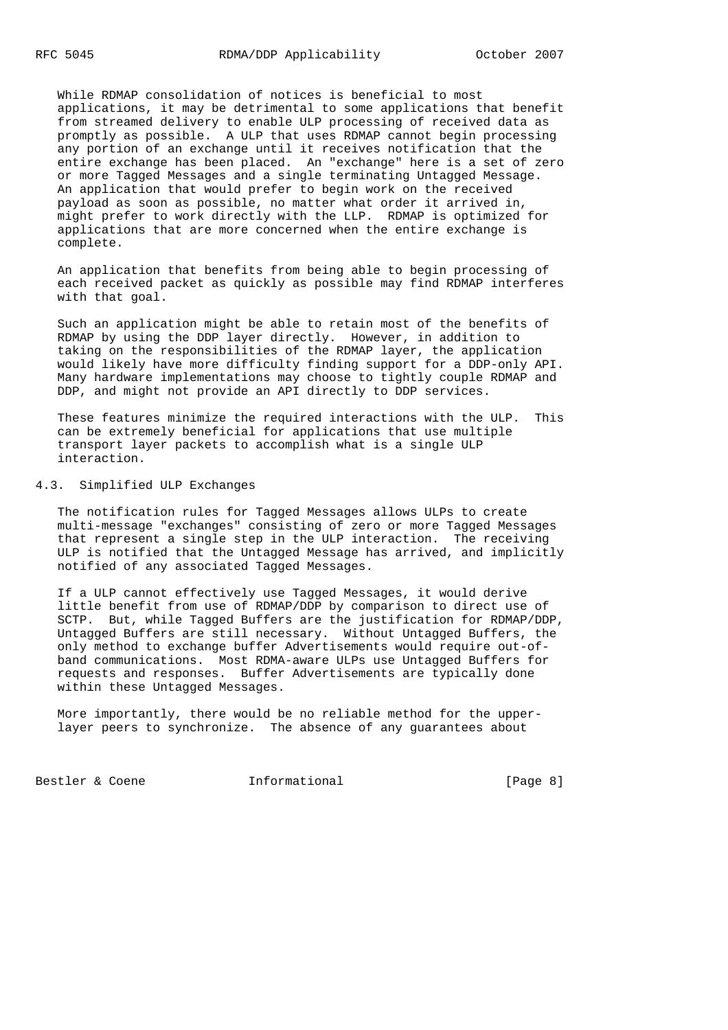While RDMAP consolidation of notices is beneficial to most applications, it may be detrimental to some applications that benefit from streamed delivery to enable ULP processing of received data as promptly as possible. A ULP that uses RDMAP cannot begin processing any portion of an exchange until it receives notification that the entire exchange has been placed. An "exchange" here is a set of zero or more Tagged Messages and a single terminating Untagged Message. An application that would prefer to begin work on the received payload as soon as possible, no matter what order it arrived in, might prefer to work directly with the LLP. RDMAP is optimized for applications that are more concerned when the entire exchange is complete.

An application that benefits from being able to begin processing of each received packet as quickly as possible may find RDMAP interferes with that goal.

Such an application might be able to retain most of the benefits of RDMAP by using the DDP layer directly. However, in addition to taking on the responsibilities of the RDMAP layer, the application would likely have more difficulty finding support for a DDP-only API. Many hardware implementations may choose to tightly couple RDMAP and DDP, and might not provide an API directly to DDP services.

These features minimize the required interactions with the ULP. This can be extremely beneficial for applications that use multiple transport layer packets to accomplish what is a single ULP interaction.

### 4.3. Simplified ULP Exchanges

The notification rules for Tagged Messages allows ULPs to create multi-message "exchanges" consisting of zero or more Tagged Messages that represent a single step in the ULP interaction. The receiving ULP is notified that the Untagged Message has arrived, and implicitly notified of any associated Tagged Messages.

If a ULP cannot effectively use Tagged Messages, it would derive little benefit from use of RDMAP/DDP by comparison to direct use of SCTP. But, while Tagged Buffers are the justification for RDMAP/DDP, Untagged Buffers are still necessary. Without Untagged Buffers, the only method to exchange buffer Advertisements would require out-of-band communications. Most RDMA-aware ULPs use Untagged Buffers for requests and responses. Buffer Advertisements are typically done within these Untagged Messages.

More importantly, there would be no reliable method for the upper-layer peers to synchronize. The absence of any guarantees about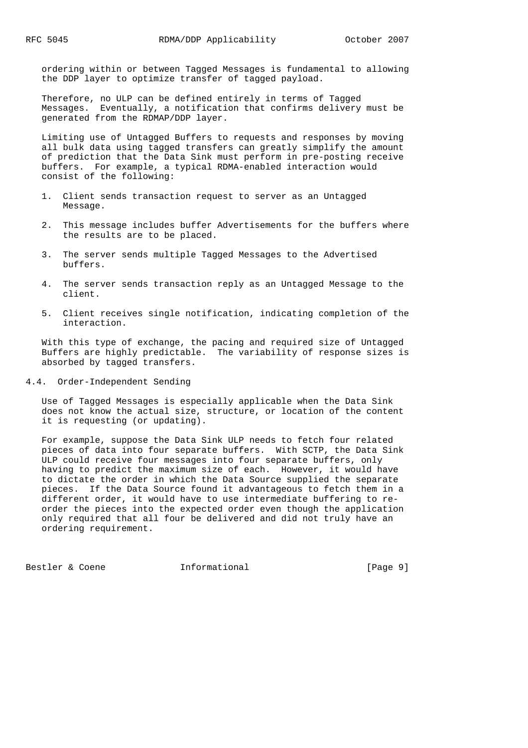ordering within or between Tagged Messages is fundamental to allowing the DDP layer to optimize transfer of tagged payload.

Therefore, no ULP can be defined entirely in terms of Tagged Messages. Eventually, a notification that confirms delivery must be generated from the RDMAP/DDP layer.

Limiting use of Untagged Buffers to requests and responses by moving all bulk data using tagged transfers can greatly simplify the amount of prediction that the Data Sink must perform in pre-posting receive buffers. For example, a typical RDMA-enabled interaction would consist of the following:

1. Client sends transaction request to server as an Untagged Message.
2. This message includes buffer Advertisements for the buffers where the results are to be placed.
3. The server sends multiple Tagged Messages to the Advertised buffers.
4. The server sends transaction reply as an Untagged Message to the client.
5. Client receives single notification, indicating completion of the interaction.

With this type of exchange, the pacing and required size of Untagged Buffers are highly predictable. The variability of response sizes is absorbed by tagged transfers.

## 4.4. Order-Independent Sending

Use of Tagged Messages is especially applicable when the Data Sink does not know the actual size, structure, or location of the content it is requesting (or updating).

For example, suppose the Data Sink ULP needs to fetch four related pieces of data into four separate buffers. With SCTP, the Data Sink ULP could receive four messages into four separate buffers, only having to predict the maximum size of each. However, it would have to dictate the order in which the Data Source supplied the separate pieces. If the Data Source found it advantageous to fetch them in a different order, it would have to use intermediate buffering to re-order the pieces into the expected order even though the application only required that all four be delivered and did not truly have an ordering requirement.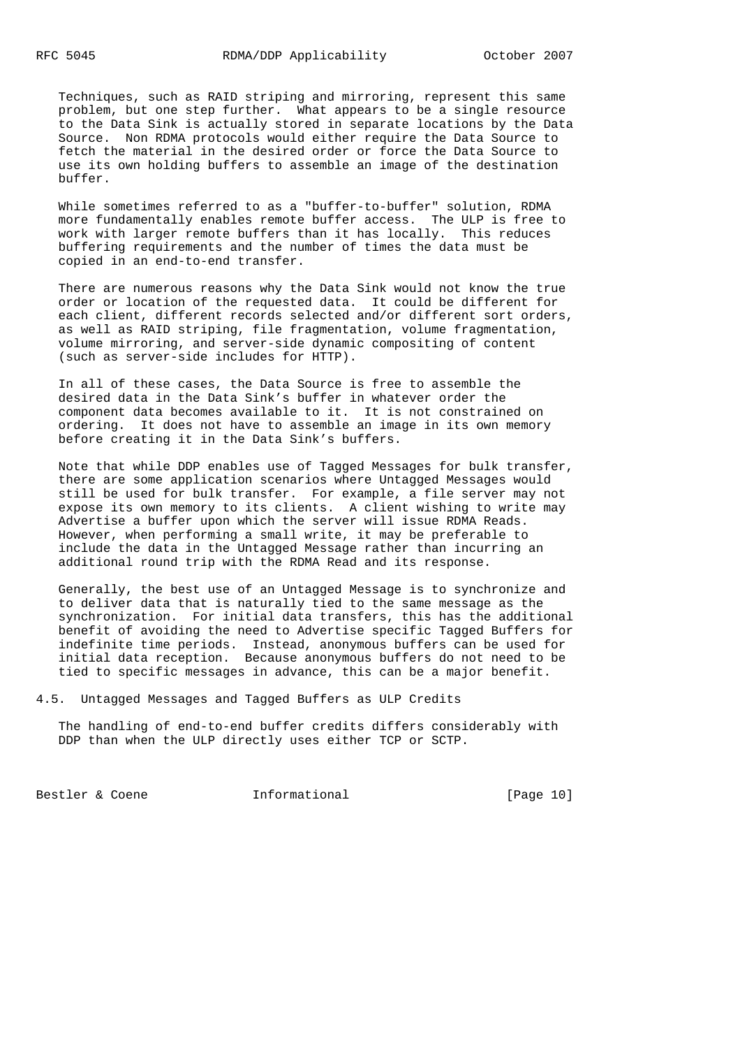Techniques, such as RAID striping and mirroring, represent this same problem, but one step further. What appears to be a single resource to the Data Sink is actually stored in separate locations by the Data Source. Non RDMA protocols would either require the Data Source to fetch the material in the desired order or force the Data Source to use its own holding buffers to assemble an image of the destination buffer.

While sometimes referred to as a "buffer-to-buffer" solution, RDMA more fundamentally enables remote buffer access. The ULP is free to work with larger remote buffers than it has locally. This reduces buffering requirements and the number of times the data must be copied in an end-to-end transfer.

There are numerous reasons why the Data Sink would not know the true order or location of the requested data. It could be different for each client, different records selected and/or different sort orders, as well as RAID striping, file fragmentation, volume fragmentation, volume mirroring, and server-side dynamic compositing of content (such as server-side includes for HTTP).

In all of these cases, the Data Source is free to assemble the desired data in the Data Sink's buffer in whatever order the component data becomes available to it. It is not constrained on ordering. It does not have to assemble an image in its own memory before creating it in the Data Sink's buffers.

Note that while DDP enables use of Tagged Messages for bulk transfer, there are some application scenarios where Untagged Messages would still be used for bulk transfer. For example, a file server may not expose its own memory to its clients. A client wishing to write may Advertise a buffer upon which the server will issue RDMA Reads. However, when performing a small write, it may be preferable to include the data in the Untagged Message rather than incurring an additional round trip with the RDMA Read and its response.

Generally, the best use of an Untagged Message is to synchronize and to deliver data that is naturally tied to the same message as the synchronization. For initial data transfers, this has the additional benefit of avoiding the need to Advertise specific Tagged Buffers for indefinite time periods. Instead, anonymous buffers can be used for initial data reception. Because anonymous buffers do not need to be tied to specific messages in advance, this can be a major benefit.

### 4.5. Untagged Messages and Tagged Buffers as ULP Credits

The handling of end-to-end buffer credits differs considerably with DDP than when the ULP directly uses either TCP or SCTP.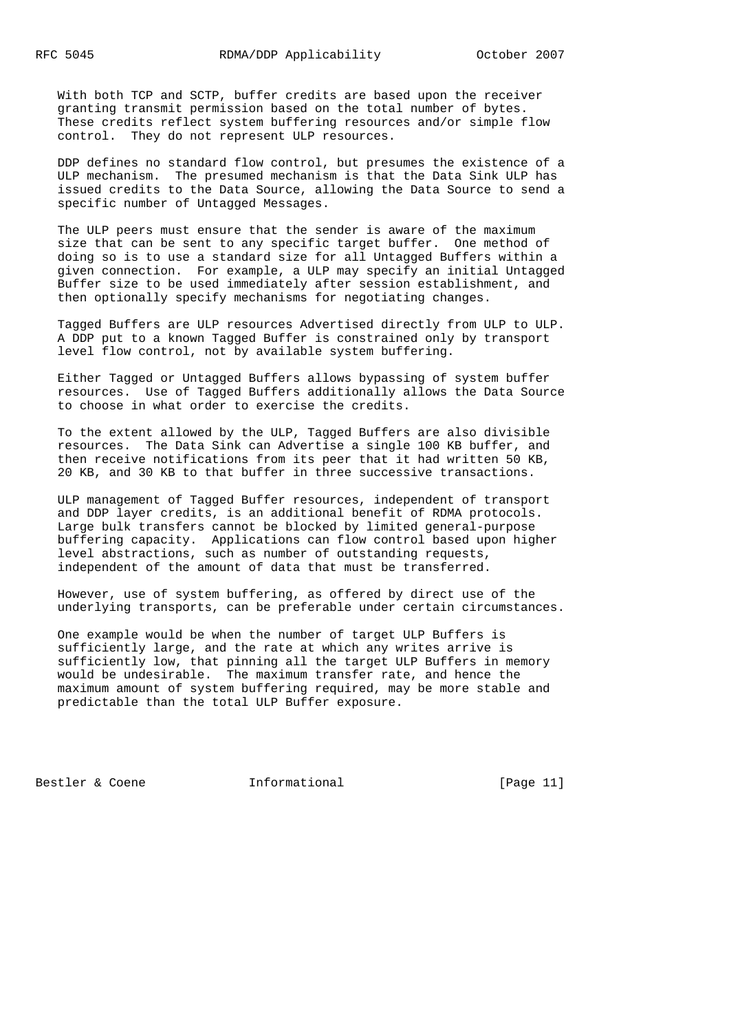With both TCP and SCTP, buffer credits are based upon the receiver granting transmit permission based on the total number of bytes. These credits reflect system buffering resources and/or simple flow control. They do not represent ULP resources.

DDP defines no standard flow control, but presumes the existence of a ULP mechanism. The presumed mechanism is that the Data Sink ULP has issued credits to the Data Source, allowing the Data Source to send a specific number of Untagged Messages.

The ULP peers must ensure that the sender is aware of the maximum size that can be sent to any specific target buffer. One method of doing so is to use a standard size for all Untagged Buffers within a given connection. For example, a ULP may specify an initial Untagged Buffer size to be used immediately after session establishment, and then optionally specify mechanisms for negotiating changes.

Tagged Buffers are ULP resources Advertised directly from ULP to ULP. A DDP put to a known Tagged Buffer is constrained only by transport level flow control, not by available system buffering.

Either Tagged or Untagged Buffers allows bypassing of system buffer resources. Use of Tagged Buffers additionally allows the Data Source to choose in what order to exercise the credits.

To the extent allowed by the ULP, Tagged Buffers are also divisible resources. The Data Sink can Advertise a single 100 KB buffer, and then receive notifications from its peer that it had written 50 KB, 20 KB, and 30 KB to that buffer in three successive transactions.

ULP management of Tagged Buffer resources, independent of transport and DDP layer credits, is an additional benefit of RDMA protocols. Large bulk transfers cannot be blocked by limited general-purpose buffering capacity. Applications can flow control based upon higher level abstractions, such as number of outstanding requests, independent of the amount of data that must be transferred.

However, use of system buffering, as offered by direct use of the underlying transports, can be preferable under certain circumstances.

One example would be when the number of target ULP Buffers is sufficiently large, and the rate at which any writes arrive is sufficiently low, that pinning all the target ULP Buffers in memory would be undesirable. The maximum transfer rate, and hence the maximum amount of system buffering required, may be more stable and predictable than the total ULP Buffer exposure.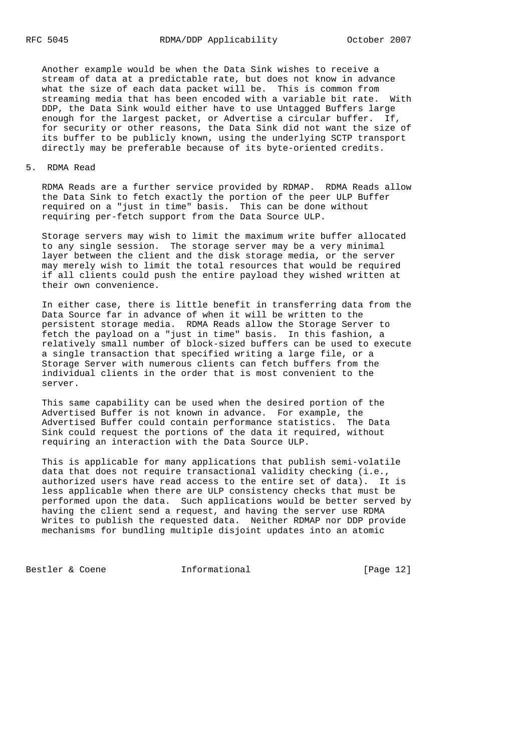Another example would be when the Data Sink wishes to receive a stream of data at a predictable rate, but does not know in advance what the size of each data packet will be. This is common from streaming media that has been encoded with a variable bit rate. With DDP, the Data Sink would either have to use Untagged Buffers large enough for the largest packet, or Advertise a circular buffer. If, for security or other reasons, the Data Sink did not want the size of its buffer to be publicly known, using the underlying SCTP transport directly may be preferable because of its byte-oriented credits.

## 5. RDMA Read

RDMA Reads are a further service provided by RDMAP. RDMA Reads allow the Data Sink to fetch exactly the portion of the peer ULP Buffer required on a "just in time" basis. This can be done without requiring per-fetch support from the Data Source ULP.

Storage servers may wish to limit the maximum write buffer allocated to any single session. The storage server may be a very minimal layer between the client and the disk storage media, or the server may merely wish to limit the total resources that would be required if all clients could push the entire payload they wished written at their own convenience.

In either case, there is little benefit in transferring data from the Data Source far in advance of when it will be written to the persistent storage media. RDMA Reads allow the Storage Server to fetch the payload on a "just in time" basis. In this fashion, a relatively small number of block-sized buffers can be used to execute a single transaction that specified writing a large file, or a Storage Server with numerous clients can fetch buffers from the individual clients in the order that is most convenient to the server.

This same capability can be used when the desired portion of the Advertised Buffer is not known in advance. For example, the Advertised Buffer could contain performance statistics. The Data Sink could request the portions of the data it required, without requiring an interaction with the Data Source ULP.

This is applicable for many applications that publish semi-volatile data that does not require transactional validity checking (i.e., authorized users have read access to the entire set of data). It is less applicable when there are ULP consistency checks that must be performed upon the data. Such applications would be better served by having the client send a request, and having the server use RDMA Writes to publish the requested data. Neither RDMAP nor DDP provide mechanisms for bundling multiple disjoint updates into an atomic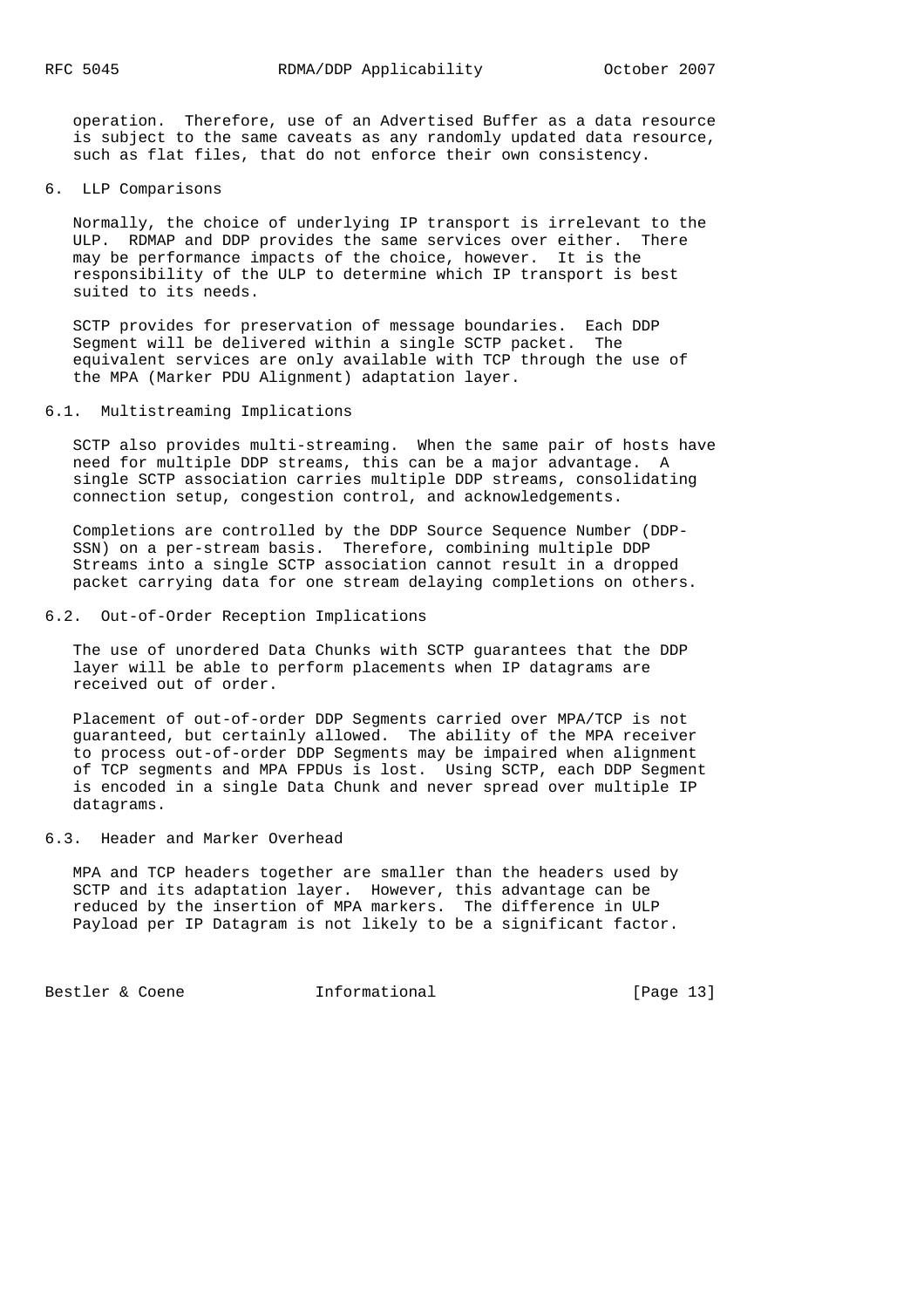operation. Therefore, use of an Advertised Buffer as a data resource is subject to the same caveats as any randomly updated data resource, such as flat files, that do not enforce their own consistency.

# 6. LLP Comparisons

Normally, the choice of underlying IP transport is irrelevant to the ULP. RDMAP and DDP provides the same services over either. There may be performance impacts of the choice, however. It is the responsibility of the ULP to determine which IP transport is best suited to its needs.

SCTP provides for preservation of message boundaries. Each DDP Segment will be delivered within a single SCTP packet. The equivalent services are only available with TCP through the use of the MPA (Marker PDU Alignment) adaptation layer.

## 6.1. Multistreaming Implications

SCTP also provides multi-streaming. When the same pair of hosts have need for multiple DDP streams, this can be a major advantage. A single SCTP association carries multiple DDP streams, consolidating connection setup, congestion control, and acknowledgements.

Completions are controlled by the DDP Source Sequence Number (DDP-SSN) on a per-stream basis. Therefore, combining multiple DDP Streams into a single SCTP association cannot result in a dropped packet carrying data for one stream delaying completions on others.

## 6.2. Out-of-Order Reception Implications

The use of unordered Data Chunks with SCTP guarantees that the DDP layer will be able to perform placements when IP datagrams are received out of order.

Placement of out-of-order DDP Segments carried over MPA/TCP is not guaranteed, but certainly allowed. The ability of the MPA receiver to process out-of-order DDP Segments may be impaired when alignment of TCP segments and MPA FPDUs is lost. Using SCTP, each DDP Segment is encoded in a single Data Chunk and never spread over multiple IP datagrams.

## 6.3. Header and Marker Overhead

MPA and TCP headers together are smaller than the headers used by SCTP and its adaptation layer. However, this advantage can be reduced by the insertion of MPA markers. The difference in ULP Payload per IP Datagram is not likely to be a significant factor.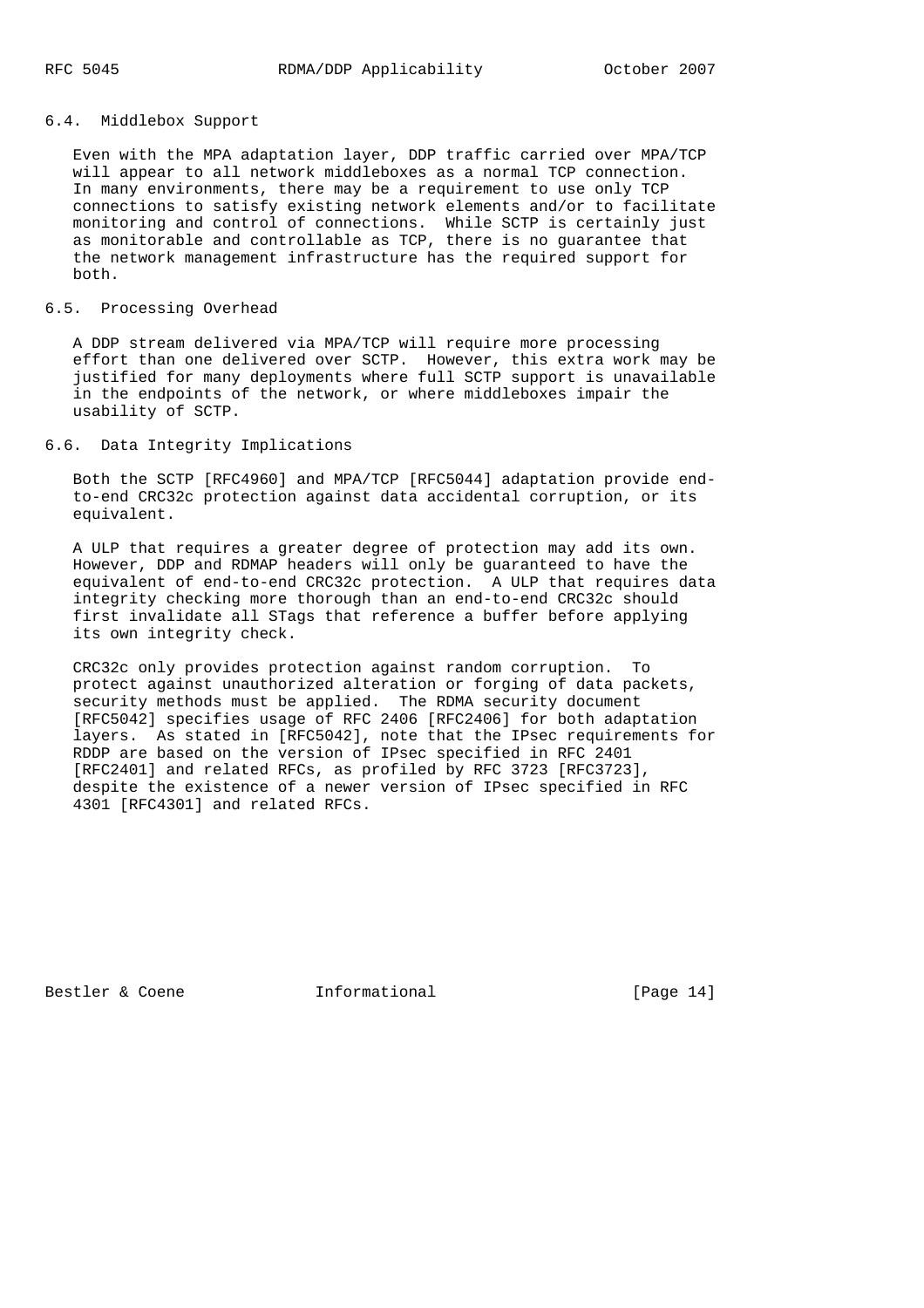### 6.4. Middlebox Support

Even with the MPA adaptation layer, DDP traffic carried over MPA/TCP will appear to all network middleboxes as a normal TCP connection. In many environments, there may be a requirement to use only TCP connections to satisfy existing network elements and/or to facilitate monitoring and control of connections. While SCTP is certainly just as monitorable and controllable as TCP, there is no guarantee that the network management infrastructure has the required support for both.

### 6.5. Processing Overhead

A DDP stream delivered via MPA/TCP will require more processing effort than one delivered over SCTP. However, this extra work may be justified for many deployments where full SCTP support is unavailable in the endpoints of the network, or where middleboxes impair the usability of SCTP.

### 6.6. Data Integrity Implications

Both the SCTP [RFC4960] and MPA/TCP [RFC5044] adaptation provide end-to-end CRC32c protection against data accidental corruption, or its equivalent.

A ULP that requires a greater degree of protection may add its own. However, DDP and RDMAP headers will only be guaranteed to have the equivalent of end-to-end CRC32c protection. A ULP that requires data integrity checking more thorough than an end-to-end CRC32c should first invalidate all STags that reference a buffer before applying its own integrity check.

CRC32c only provides protection against random corruption. To protect against unauthorized alteration or forging of data packets, security methods must be applied. The RDMA security document [RFC5042] specifies usage of RFC 2406 [RFC2406] for both adaptation layers. As stated in [RFC5042], note that the IPsec requirements for RDDP are based on the version of IPsec specified in RFC 2401 [RFC2401] and related RFCs, as profiled by RFC 3723 [RFC3723], despite the existence of a newer version of IPsec specified in RFC 4301 [RFC4301] and related RFCs.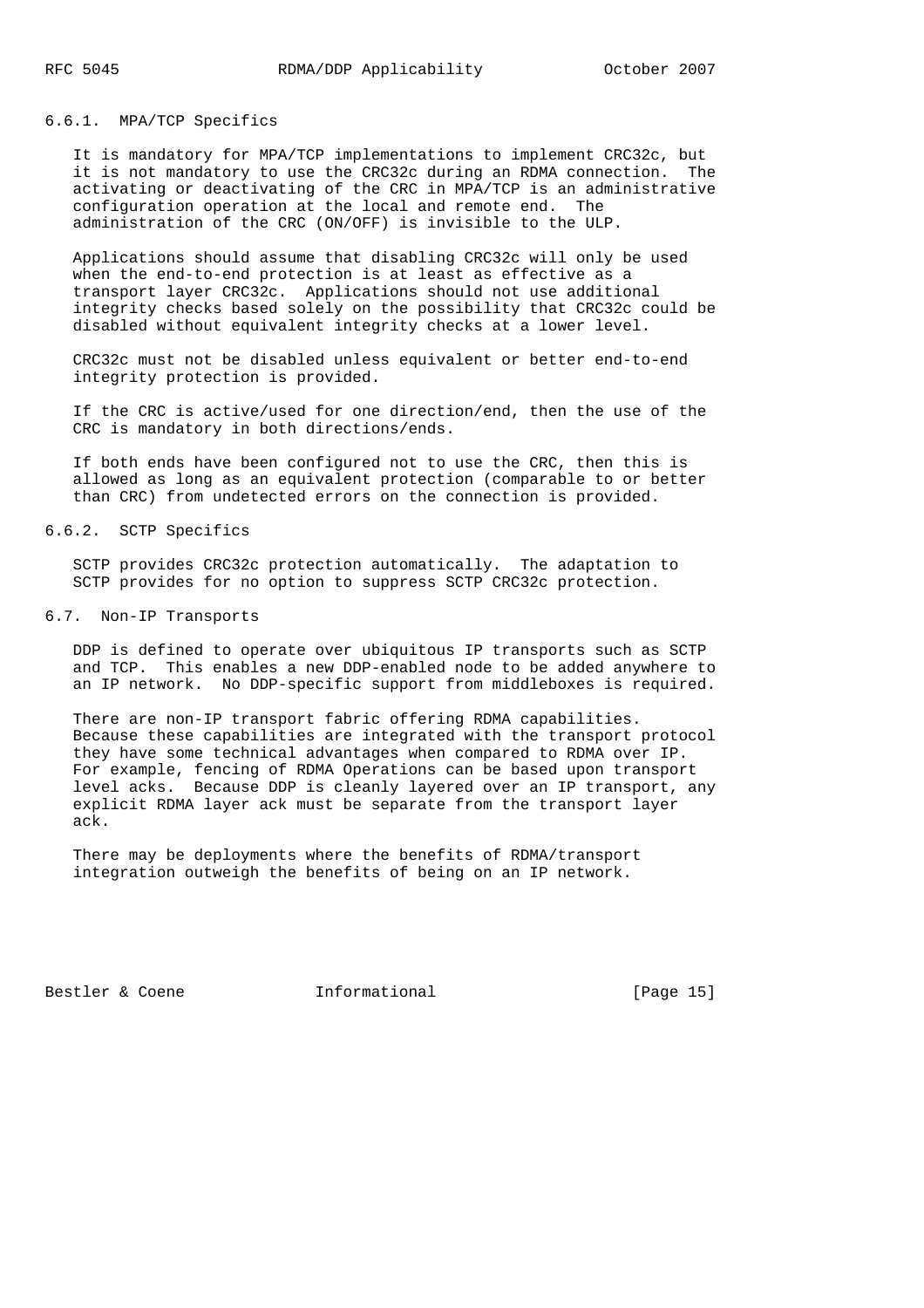### 6.6.1. MPA/TCP Specifics

It is mandatory for MPA/TCP implementations to implement CRC32c, but it is not mandatory to use the CRC32c during an RDMA connection. The activating or deactivating of the CRC in MPA/TCP is an administrative configuration operation at the local and remote end. The administration of the CRC (ON/OFF) is invisible to the ULP.

Applications should assume that disabling CRC32c will only be used when the end-to-end protection is at least as effective as a transport layer CRC32c. Applications should not use additional integrity checks based solely on the possibility that CRC32c could be disabled without equivalent integrity checks at a lower level.

CRC32c must not be disabled unless equivalent or better end-to-end integrity protection is provided.

If the CRC is active/used for one direction/end, then the use of the CRC is mandatory in both directions/ends.

If both ends have been configured not to use the CRC, then this is allowed as long as an equivalent protection (comparable to or better than CRC) from undetected errors on the connection is provided.

### 6.6.2. SCTP Specifics

SCTP provides CRC32c protection automatically. The adaptation to SCTP provides for no option to suppress SCTP CRC32c protection.

## 6.7. Non-IP Transports

DDP is defined to operate over ubiquitous IP transports such as SCTP and TCP. This enables a new DDP-enabled node to be added anywhere to an IP network. No DDP-specific support from middleboxes is required.

There are non-IP transport fabric offering RDMA capabilities. Because these capabilities are integrated with the transport protocol they have some technical advantages when compared to RDMA over IP. For example, fencing of RDMA Operations can be based upon transport level acks. Because DDP is cleanly layered over an IP transport, any explicit RDMA layer ack must be separate from the transport layer ack.

There may be deployments where the benefits of RDMA/transport integration outweigh the benefits of being on an IP network.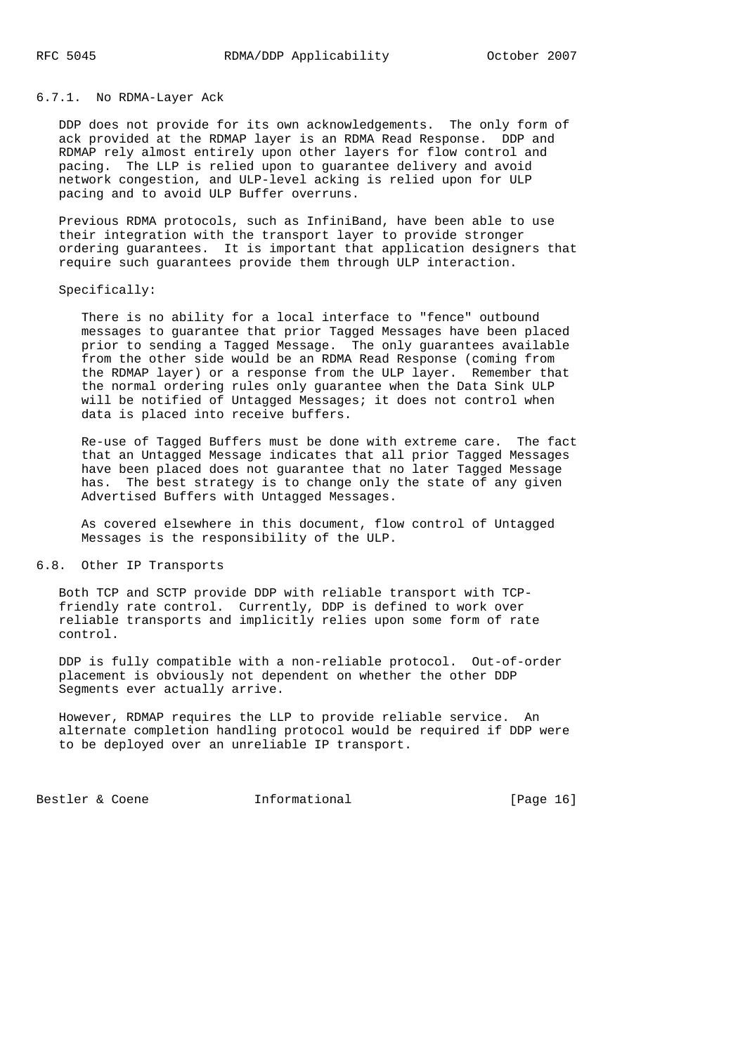#### 6.7.1. No RDMA-Layer Ack

DDP does not provide for its own acknowledgements. The only form of ack provided at the RDMAP layer is an RDMA Read Response. DDP and RDMAP rely almost entirely upon other layers for flow control and pacing. The LLP is relied upon to guarantee delivery and avoid network congestion, and ULP-level acking is relied upon for ULP pacing and to avoid ULP Buffer overruns.

Previous RDMA protocols, such as InfiniBand, have been able to use their integration with the transport layer to provide stronger ordering guarantees. It is important that application designers that require such guarantees provide them through ULP interaction.

Specifically:

> There is no ability for a local interface to "fence" outbound messages to guarantee that prior Tagged Messages have been placed prior to sending a Tagged Message. The only guarantees available from the other side would be an RDMA Read Response (coming from the RDMAP layer) or a response from the ULP layer. Remember that the normal ordering rules only guarantee when the Data Sink ULP will be notified of Untagged Messages; it does not control when data is placed into receive buffers.
>
> Re-use of Tagged Buffers must be done with extreme care. The fact that an Untagged Message indicates that all prior Tagged Messages have been placed does not guarantee that no later Tagged Message has. The best strategy is to change only the state of any given Advertised Buffers with Untagged Messages.
>
> As covered elsewhere in this document, flow control of Untagged Messages is the responsibility of the ULP.

### 6.8. Other IP Transports

Both TCP and SCTP provide DDP with reliable transport with TCP-friendly rate control. Currently, DDP is defined to work over reliable transports and implicitly relies upon some form of rate control.

DDP is fully compatible with a non-reliable protocol. Out-of-order placement is obviously not dependent on whether the other DDP Segments ever actually arrive.

However, RDMAP requires the LLP to provide reliable service. An alternate completion handling protocol would be required if DDP were to be deployed over an unreliable IP transport.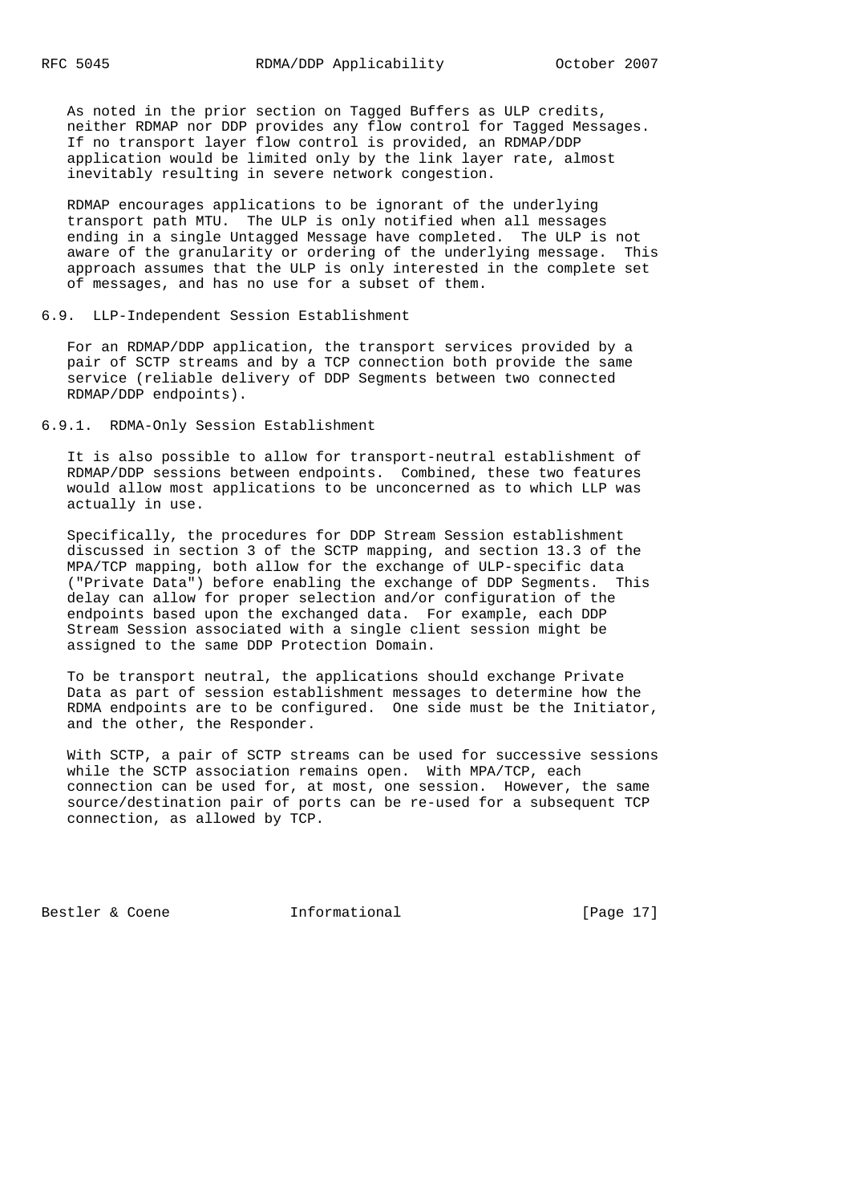As noted in the prior section on Tagged Buffers as ULP credits, neither RDMAP nor DDP provides any flow control for Tagged Messages. If no transport layer flow control is provided, an RDMAP/DDP application would be limited only by the link layer rate, almost inevitably resulting in severe network congestion.

RDMAP encourages applications to be ignorant of the underlying transport path MTU. The ULP is only notified when all messages ending in a single Untagged Message have completed. The ULP is not aware of the granularity or ordering of the underlying message. This approach assumes that the ULP is only interested in the complete set of messages, and has no use for a subset of them.

## 6.9. LLP-Independent Session Establishment

For an RDMAP/DDP application, the transport services provided by a pair of SCTP streams and by a TCP connection both provide the same service (reliable delivery of DDP Segments between two connected RDMAP/DDP endpoints).

### 6.9.1. RDMA-Only Session Establishment

It is also possible to allow for transport-neutral establishment of RDMAP/DDP sessions between endpoints. Combined, these two features would allow most applications to be unconcerned as to which LLP was actually in use.

Specifically, the procedures for DDP Stream Session establishment discussed in section 3 of the SCTP mapping, and section 13.3 of the MPA/TCP mapping, both allow for the exchange of ULP-specific data ("Private Data") before enabling the exchange of DDP Segments. This delay can allow for proper selection and/or configuration of the endpoints based upon the exchanged data. For example, each DDP Stream Session associated with a single client session might be assigned to the same DDP Protection Domain.

To be transport neutral, the applications should exchange Private Data as part of session establishment messages to determine how the RDMA endpoints are to be configured. One side must be the Initiator, and the other, the Responder.

With SCTP, a pair of SCTP streams can be used for successive sessions while the SCTP association remains open. With MPA/TCP, each connection can be used for, at most, one session. However, the same source/destination pair of ports can be re-used for a subsequent TCP connection, as allowed by TCP.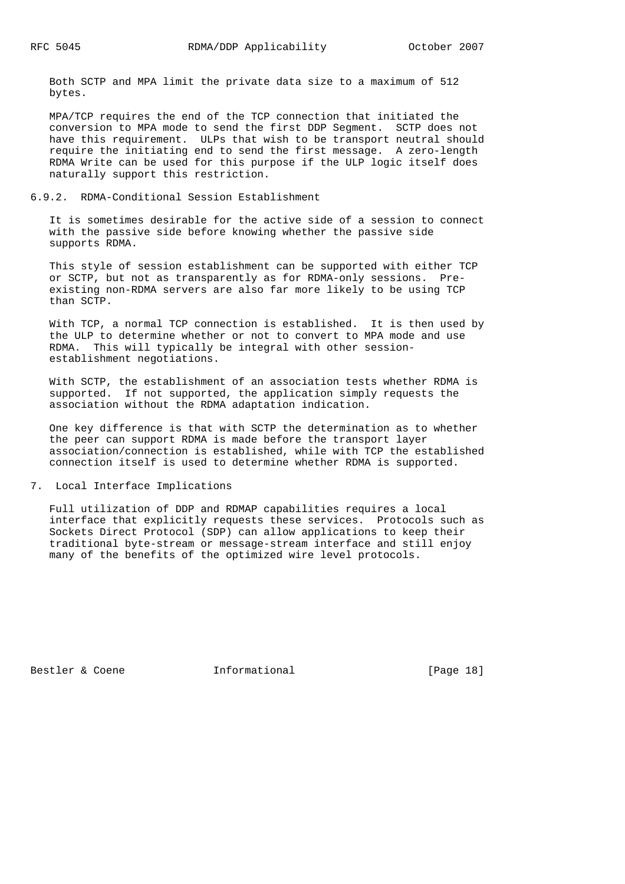Both SCTP and MPA limit the private data size to a maximum of 512 bytes.

MPA/TCP requires the end of the TCP connection that initiated the conversion to MPA mode to send the first DDP Segment. SCTP does not have this requirement. ULPs that wish to be transport neutral should require the initiating end to send the first message. A zero-length RDMA Write can be used for this purpose if the ULP logic itself does naturally support this restriction.

### 6.9.2. RDMA-Conditional Session Establishment

It is sometimes desirable for the active side of a session to connect with the passive side before knowing whether the passive side supports RDMA.

This style of session establishment can be supported with either TCP or SCTP, but not as transparently as for RDMA-only sessions. Pre-existing non-RDMA servers are also far more likely to be using TCP than SCTP.

With TCP, a normal TCP connection is established. It is then used by the ULP to determine whether or not to convert to MPA mode and use RDMA. This will typically be integral with other session-establishment negotiations.

With SCTP, the establishment of an association tests whether RDMA is supported. If not supported, the application simply requests the association without the RDMA adaptation indication.

One key difference is that with SCTP the determination as to whether the peer can support RDMA is made before the transport layer association/connection is established, while with TCP the established connection itself is used to determine whether RDMA is supported.

## 7. Local Interface Implications

Full utilization of DDP and RDMAP capabilities requires a local interface that explicitly requests these services. Protocols such as Sockets Direct Protocol (SDP) can allow applications to keep their traditional byte-stream or message-stream interface and still enjoy many of the benefits of the optimized wire level protocols.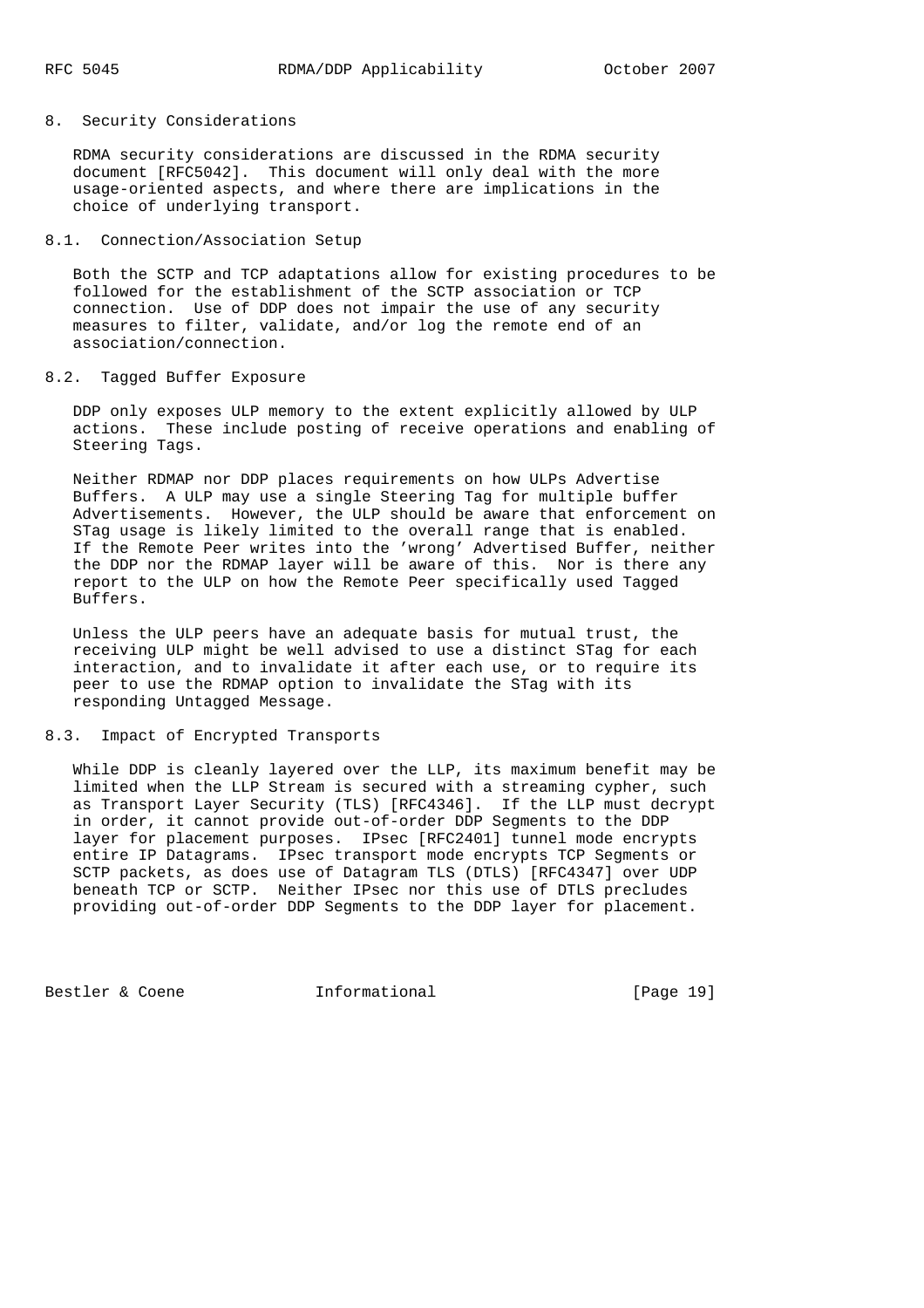## 8. Security Considerations

RDMA security considerations are discussed in the RDMA security document [RFC5042]. This document will only deal with the more usage-oriented aspects, and where there are implications in the choice of underlying transport.

### 8.1. Connection/Association Setup

Both the SCTP and TCP adaptations allow for existing procedures to be followed for the establishment of the SCTP association or TCP connection. Use of DDP does not impair the use of any security measures to filter, validate, and/or log the remote end of an association/connection.

### 8.2. Tagged Buffer Exposure

DDP only exposes ULP memory to the extent explicitly allowed by ULP actions. These include posting of receive operations and enabling of Steering Tags.

Neither RDMAP nor DDP places requirements on how ULPs Advertise Buffers. A ULP may use a single Steering Tag for multiple buffer Advertisements. However, the ULP should be aware that enforcement on STag usage is likely limited to the overall range that is enabled. If the Remote Peer writes into the 'wrong' Advertised Buffer, neither the DDP nor the RDMAP layer will be aware of this. Nor is there any report to the ULP on how the Remote Peer specifically used Tagged Buffers.

Unless the ULP peers have an adequate basis for mutual trust, the receiving ULP might be well advised to use a distinct STag for each interaction, and to invalidate it after each use, or to require its peer to use the RDMAP option to invalidate the STag with its responding Untagged Message.

### 8.3. Impact of Encrypted Transports

While DDP is cleanly layered over the LLP, its maximum benefit may be limited when the LLP Stream is secured with a streaming cypher, such as Transport Layer Security (TLS) [RFC4346]. If the LLP must decrypt in order, it cannot provide out-of-order DDP Segments to the DDP layer for placement purposes. IPsec [RFC2401] tunnel mode encrypts entire IP Datagrams. IPsec transport mode encrypts TCP Segments or SCTP packets, as does use of Datagram TLS (DTLS) [RFC4347] over UDP beneath TCP or SCTP. Neither IPsec nor this use of DTLS precludes providing out-of-order DDP Segments to the DDP layer for placement.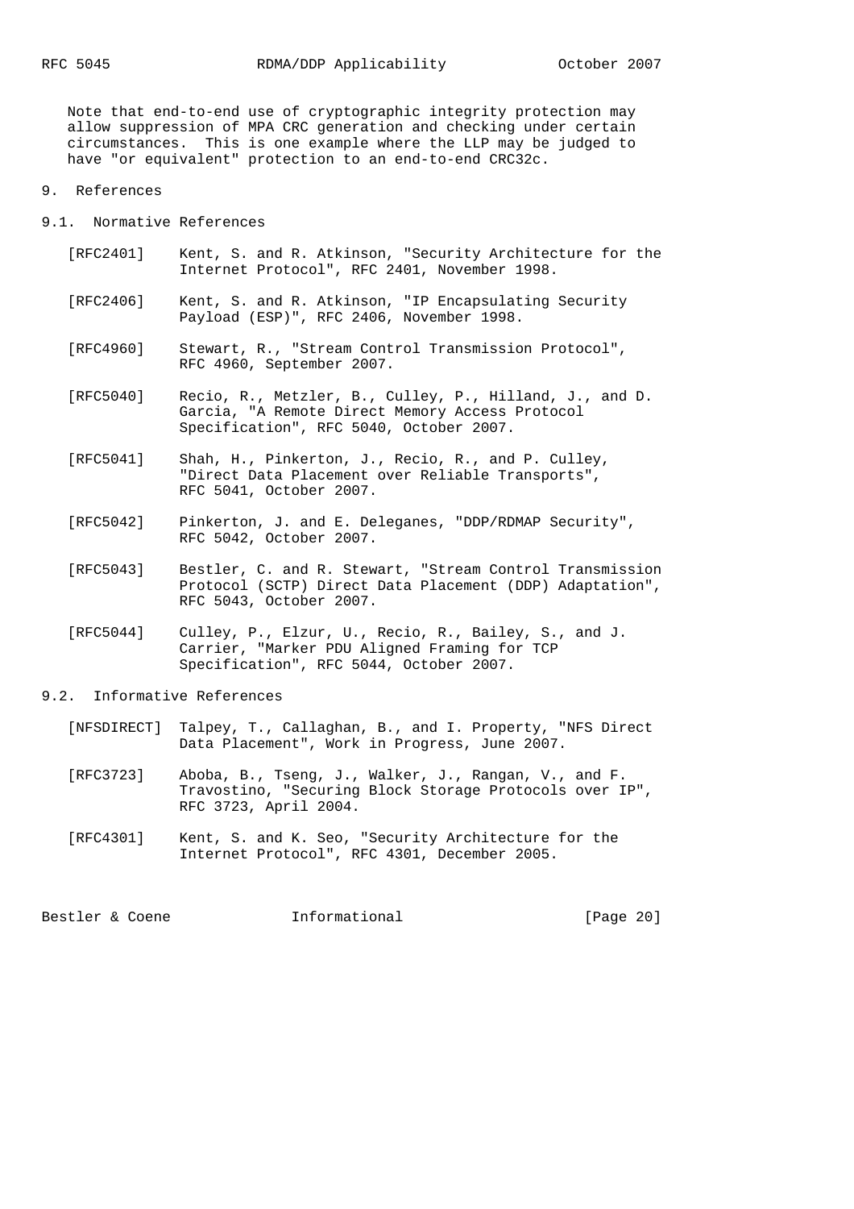Note that end-to-end use of cryptographic integrity protection may allow suppression of MPA CRC generation and checking under certain circumstances. This is one example where the LLP may be judged to have "or equivalent" protection to an end-to-end CRC32c.

# 9. References

## 9.1. Normative References

[RFC2401] Kent, S. and R. Atkinson, "Security Architecture for the Internet Protocol", RFC 2401, November 1998.

[RFC2406] Kent, S. and R. Atkinson, "IP Encapsulating Security Payload (ESP)", RFC 2406, November 1998.

[RFC4960] Stewart, R., "Stream Control Transmission Protocol", RFC 4960, September 2007.

[RFC5040] Recio, R., Metzler, B., Culley, P., Hilland, J., and D. Garcia, "A Remote Direct Memory Access Protocol Specification", RFC 5040, October 2007.

[RFC5041] Shah, H., Pinkerton, J., Recio, R., and P. Culley, "Direct Data Placement over Reliable Transports", RFC 5041, October 2007.

[RFC5042] Pinkerton, J. and E. Deleganes, "DDP/RDMAP Security", RFC 5042, October 2007.

[RFC5043] Bestler, C. and R. Stewart, "Stream Control Transmission Protocol (SCTP) Direct Data Placement (DDP) Adaptation", RFC 5043, October 2007.

[RFC5044] Culley, P., Elzur, U., Recio, R., Bailey, S., and J. Carrier, "Marker PDU Aligned Framing for TCP Specification", RFC 5044, October 2007.

## 9.2. Informative References

[NFSDIRECT] Talpey, T., Callaghan, B., and I. Property, "NFS Direct Data Placement", Work in Progress, June 2007.

[RFC3723] Aboba, B., Tseng, J., Walker, J., Rangan, V., and F. Travostino, "Securing Block Storage Protocols over IP", RFC 3723, April 2004.

[RFC4301] Kent, S. and K. Seo, "Security Architecture for the Internet Protocol", RFC 4301, December 2005.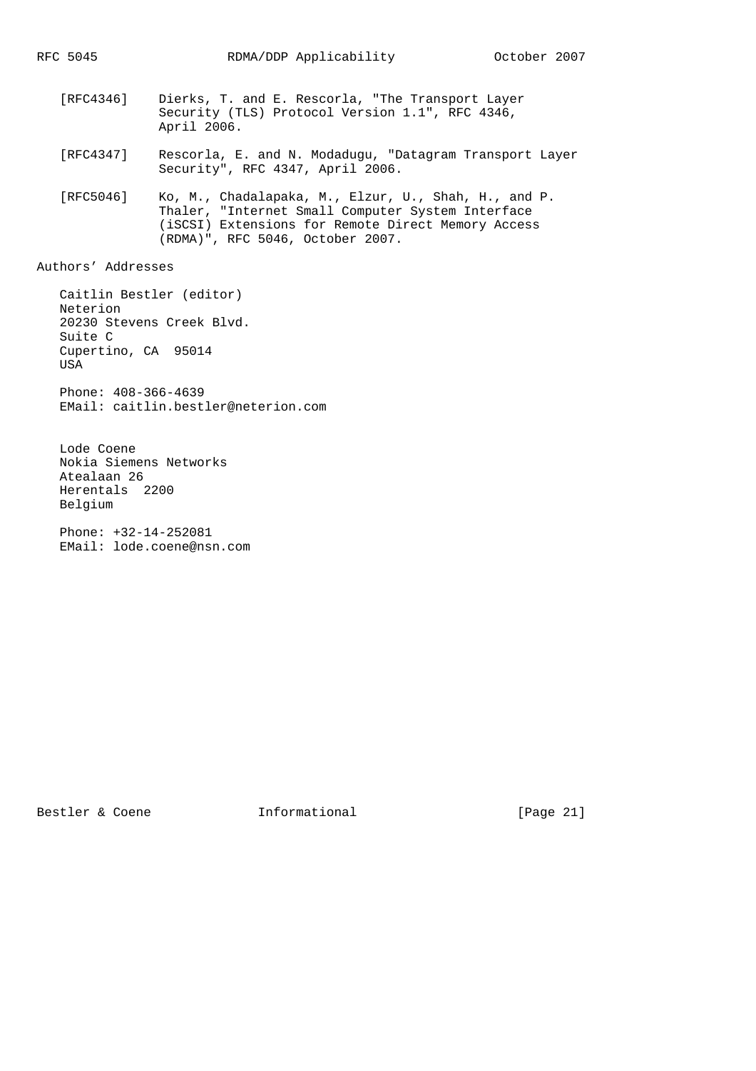[RFC4346] Dierks, T. and E. Rescorla, "The Transport Layer Security (TLS) Protocol Version 1.1", RFC 4346, April 2006.

[RFC4347] Rescorla, E. and N. Modadugu, "Datagram Transport Layer Security", RFC 4347, April 2006.

[RFC5046] Ko, M., Chadalapaka, M., Elzur, U., Shah, H., and P. Thaler, "Internet Small Computer System Interface (iSCSI) Extensions for Remote Direct Memory Access (RDMA)", RFC 5046, October 2007.

## Authors' Addresses

Caitlin Bestler (editor)
Neterion
20230 Stevens Creek Blvd.
Suite C
Cupertino, CA 95014
USA

Phone: 408-366-4639
EMail: caitlin.bestler@neterion.com

Lode Coene
Nokia Siemens Networks
Atealaan 26
Herentals 2200
Belgium

Phone: +32-14-252081
EMail: lode.coene@nsn.com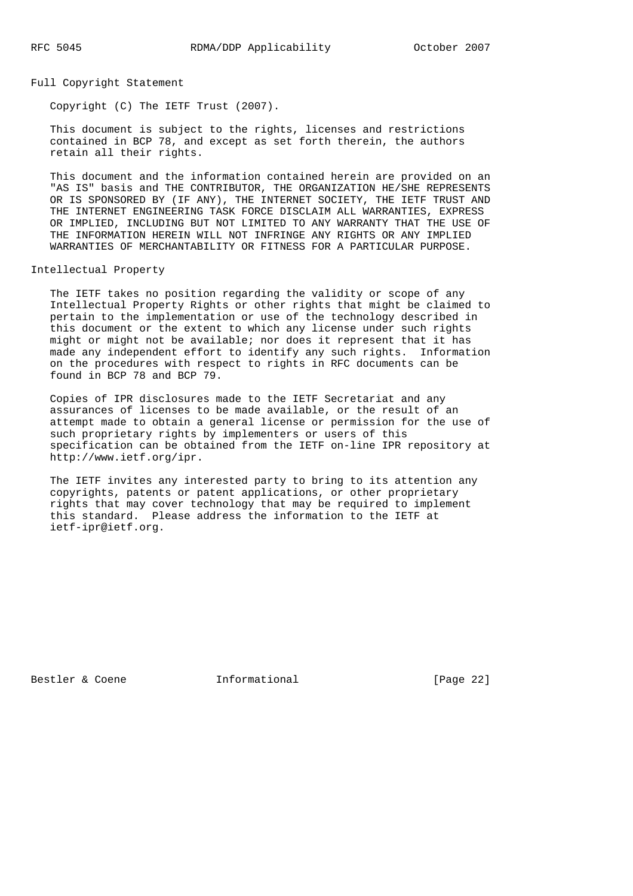## Full Copyright Statement

Copyright (C) The IETF Trust (2007).

This document is subject to the rights, licenses and restrictions contained in BCP 78, and except as set forth therein, the authors retain all their rights.

This document and the information contained herein are provided on an "AS IS" basis and THE CONTRIBUTOR, THE ORGANIZATION HE/SHE REPRESENTS OR IS SPONSORED BY (IF ANY), THE INTERNET SOCIETY, THE IETF TRUST AND THE INTERNET ENGINEERING TASK FORCE DISCLAIM ALL WARRANTIES, EXPRESS OR IMPLIED, INCLUDING BUT NOT LIMITED TO ANY WARRANTY THAT THE USE OF THE INFORMATION HEREIN WILL NOT INFRINGE ANY RIGHTS OR ANY IMPLIED WARRANTIES OF MERCHANTABILITY OR FITNESS FOR A PARTICULAR PURPOSE.

## Intellectual Property

The IETF takes no position regarding the validity or scope of any Intellectual Property Rights or other rights that might be claimed to pertain to the implementation or use of the technology described in this document or the extent to which any license under such rights might or might not be available; nor does it represent that it has made any independent effort to identify any such rights. Information on the procedures with respect to rights in RFC documents can be found in BCP 78 and BCP 79.

Copies of IPR disclosures made to the IETF Secretariat and any assurances of licenses to be made available, or the result of an attempt made to obtain a general license or permission for the use of such proprietary rights by implementers or users of this specification can be obtained from the IETF on-line IPR repository at http://www.ietf.org/ipr.

The IETF invites any interested party to bring to its attention any copyrights, patents or patent applications, or other proprietary rights that may cover technology that may be required to implement this standard. Please address the information to the IETF at ietf-ipr@ietf.org.